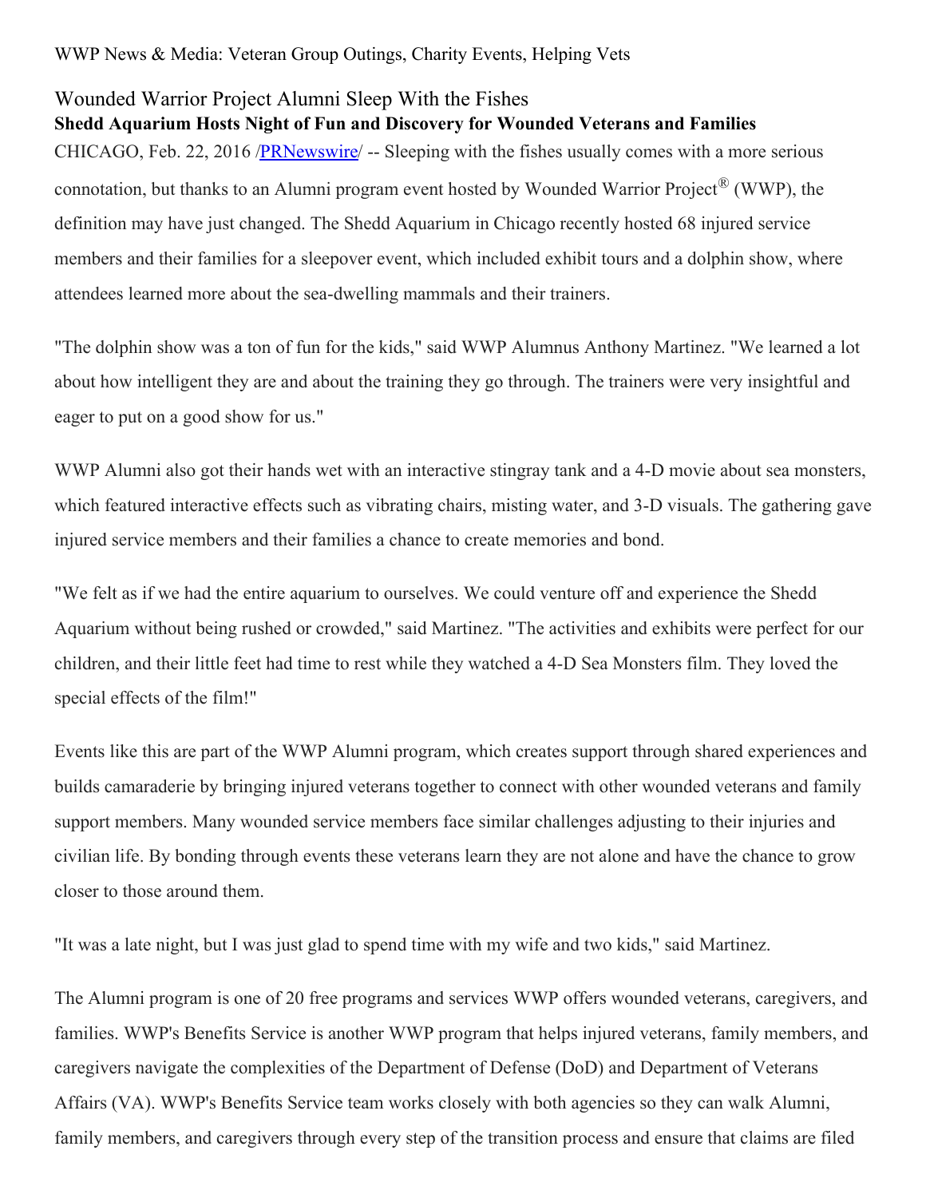WWP News & Media: Veteran Group Outings, Charity Events, Helping Vets

# Wounded Warrior Project Alumni Sleep With the Fishes

## Shedd Aquarium Hosts Night of Fun and Discovery for Wounded Veterans and Families

CHICAGO, Feb. 22, 2016 /PRNewswire/ -- Sleeping with the fishes usually comes with a more serious connotation, but thanks to an Alumni program event hosted by Wounded Warrior Project® (WWP), the definition may have just changed. The Shedd Aquarium in Chicago recently hosted 68 injured service members and their families for a sleepover event, which included exhibit tours and a dolphin show, where attendees learned more about the sea-dwelling mammals and their trainers.

"The dolphin show was a ton of fun for the kids," said WWP Alumnus Anthony Martinez. "We learned a lot about how intelligent they are and about the training they go through. The trainers were very insightful and eager to put on a good show for us."

WWP Alumni also got their hands wet with an interactive stingray tank and a 4-D movie about sea monsters, which featured interactive effects such as vibrating chairs, misting water, and 3-D visuals. The gathering gave injured service members and their families a chance to create memories and bond.

"We felt as if we had the entire aquarium to ourselves. We could venture off and experience the Shedd Aquarium without being rushed or crowded," said Martinez. "The activities and exhibits were perfect for our children, and their little feet had time to rest while they watched a 4-D Sea Monsters film. They loved the special effects of the film!"

Events like this are part of the WWP Alumni program, which creates support through shared experiences and builds camaraderie by bringing injured veterans together to connect with other wounded veterans and family support members. Many wounded service members face similar challenges adjusting to their injuries and civilian life. By bonding through events these veterans learn they are not alone and have the chance to grow closer to those around them.

"It was a late night, but I was just glad to spend time with my wife and two kids," said Martinez.

The Alumni program is one of 20 free programs and services WWP offers wounded veterans, caregivers, and families. WWP's Benefits Service is another WWP program that helps injured veterans, family members, and caregivers navigate the complexities of the Department of Defense (DoD) and Department of Veterans Affairs (VA). WWP's Benefits Service team works closely with both agencies so they can walk Alumni, family members, and caregivers through every step of the transition process and ensure that claims are filed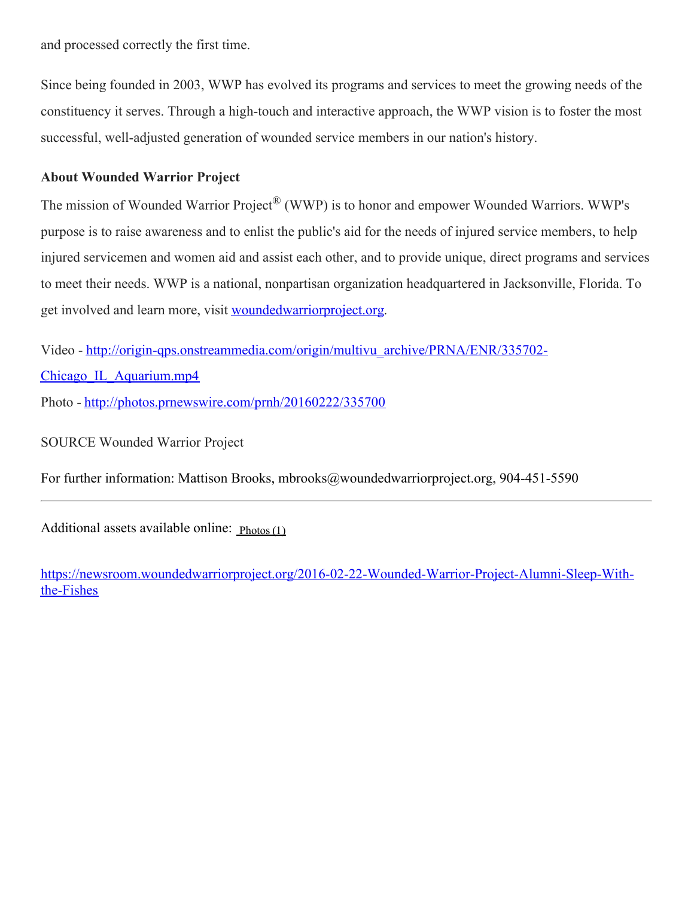and processed correctly the first time.

Since being founded in 2003, WWP has evolved its programs and services to meet the growing needs of the constituency it serves. Through a high-touch and interactive approach, the WWP vision is to foster the most successful, well-adjusted generation of wounded service members in our nation's history.

**About Wounded Warrior Project**

The mission of Wounded Warrior Project® (WWP) is to honor and empower Wounded Warriors. WWP's purpose is to raise awareness and to enlist the public's aid for the needs of injured service members, to help injured servicemen and women aid and assist each other, and to provide unique, direct programs and services to meet their needs. WWP is a national, nonpartisan organization headquartered in Jacksonville, Florida. To get involved and learn more, visit [woundedwarriorproject.org](woundedwarriorproject.org).

Video - [http://origin-qps.onstreammedia.com/origin/multivu_archive/PRNA/ENR/335702-Chicago_IL_Aquarium.mp4](http://origin-qps.onstreammedia.com/origin/multivu_archive/PRNA/ENR/335702-Chicago_IL_Aquarium.mp4)
Photo - [http://photos.prnewswire.com/prnh/20160222/335700](http://photos.prnewswire.com/prnh/20160222/335700)

SOURCE Wounded Warrior Project

For further information: Mattison Brooks, mbrooks@woundedwarriorproject.org, 904-451-5590

---

Additional assets available online: Photos (1)

[https://newsroom.woundedwarriorproject.org/2016-02-22-Wounded-Warrior-Project-Alumni-Sleep-With-the-Fishes](https://newsroom.woundedwarriorproject.org/2016-02-22-Wounded-Warrior-Project-Alumni-Sleep-With-the-Fishes)